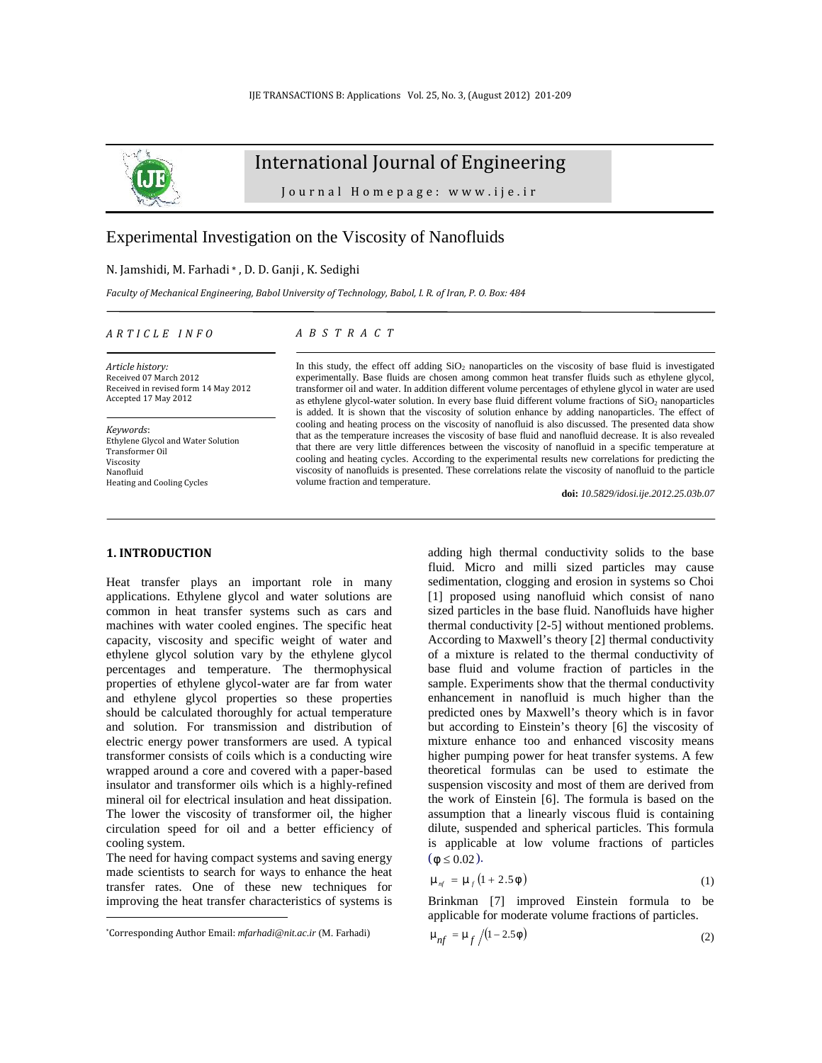# International Journal of Engineering

Journal Homepage: www.ije.ir

## Experimental Investigation on the Viscosity of Nanofluids

N. Jamshidi, M. Farhadi *, D. D. Ganji, K. Sedighi

*Faculty of Mechanical Engineering, Babol University of Technology, Babol, I. R. of Iran, P. O. Box: 484*

### ARTICLE INFO

*Article history:*
Received 07 March 2012
Received in revised form 14 May 2012
Accepted 17 May 2012

*Keywords*:
Ethylene Glycol and Water Solution
Transformer Oil
Viscosity
Nanofluid
Heating and Cooling Cycles

### ABSTRACT

In this study, the effect off adding $SiO_2$ nanoparticles on the viscosity of base fluid is investigated experimentally. Base fluids are chosen among common heat transfer fluids such as ethylene glycol, transformer oil and water. In addition different volume percentages of ethylene glycol in water are used as ethylene glycol-water solution. In every base fluid different volume fractions of $SiO_2$ nanoparticles is added. It is shown that the viscosity of solution enhance by adding nanoparticles. The effect of cooling and heating process on the viscosity of nanofluid is also discussed. The presented data show that as the temperature increases the viscosity of base fluid and nanofluid decrease. It is also revealed that there are very little differences between the viscosity of nanofluid in a specific temperature at cooling and heating cycles. According to the experimental results new correlations for predicting the viscosity of nanofluids is presented. These correlations relate the viscosity of nanofluid to the particle volume fraction and temperature.

**doi:** *10.5829/idosi.ije.2012.25.03b.07*

## 1. INTRODUCTION

Heat transfer plays an important role in many applications. Ethylene glycol and water solutions are common in heat transfer systems such as cars and machines with water cooled engines. The specific heat capacity, viscosity and specific weight of water and ethylene glycol solution vary by the ethylene glycol percentages and temperature. The thermophysical properties of ethylene glycol-water are far from water and ethylene glycol properties so these properties should be calculated thoroughly for actual temperature and solution. For transmission and distribution of electric energy power transformers are used. A typical transformer consists of coils which is a conducting wire wrapped around a core and covered with a paper-based insulator and transformer oils which is a highly-refined mineral oil for electrical insulation and heat dissipation. The lower the viscosity of transformer oil, the higher circulation speed for oil and a better efficiency of cooling system.

The need for having compact systems and saving energy made scientists to search for ways to enhance the heat transfer rates. One of these new techniques for improving the heat transfer characteristics of systems is adding high thermal conductivity solids to the base fluid. Micro and milli sized particles may cause sedimentation, clogging and erosion in systems so Choi [1] proposed using nanofluid which consist of nano sized particles in the base fluid. Nanofluids have higher thermal conductivity [2-5] without mentioned problems. According to Maxwell's theory [2] thermal conductivity of a mixture is related to the thermal conductivity of base fluid and volume fraction of particles in the sample. Experiments show that the thermal conductivity enhancement in nanofluid is much higher than the predicted ones by Maxwell's theory which is in favor but according to Einstein's theory [6] the viscosity of mixture enhance too and enhanced viscosity means higher pumping power for heat transfer systems. A few theoretical formulas can be used to estimate the suspension viscosity and most of them are derived from the work of Einstein [6]. The formula is based on the assumption that a linearly viscous fluid is containing dilute, suspended and spherical particles. This formula is applicable at low volume fractions of particles $(\phi \leq 0.02)$.

$$\mu_{nf} = \mu_f (1 + 2.5\phi) \tag{1}$$

Brinkman [7] improved Einstein formula to be applicable for moderate volume fractions of particles.

$$\mu_{nf} = \mu_f / (1 - 2.5\phi) \tag{2}$$

*Corresponding Author Email: *mfarhadi@nit.ac.ir* (M. Farhadi)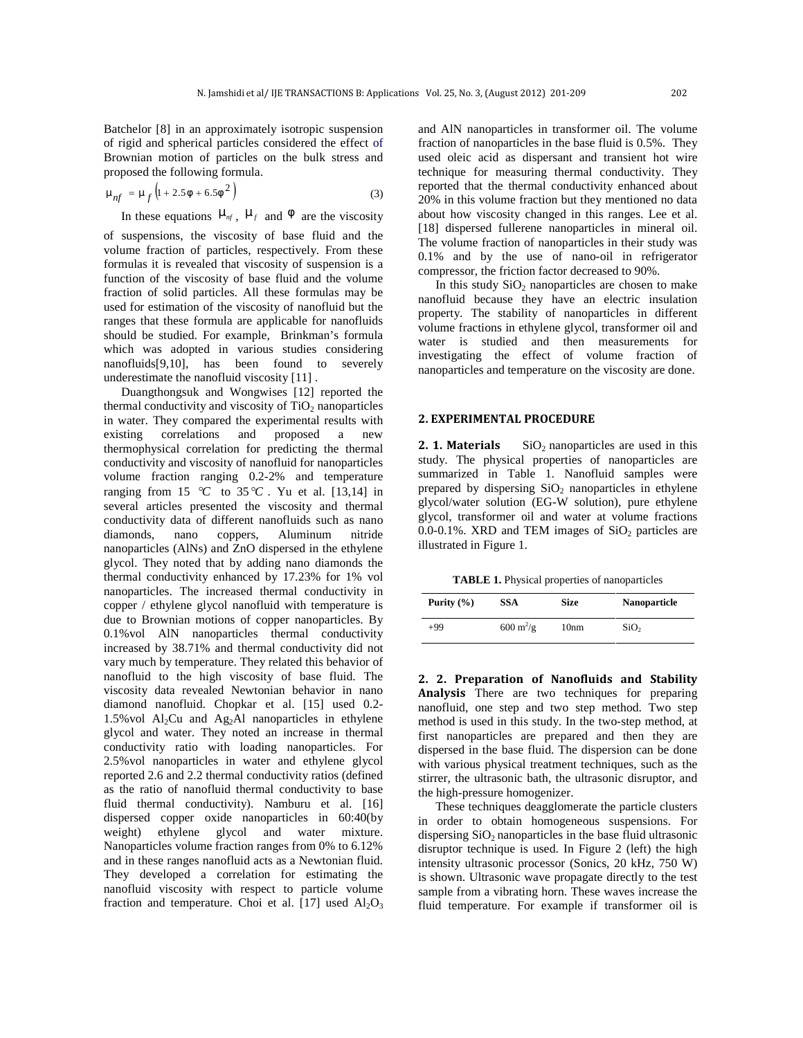Batchelor [8] in an approximately isotropic suspension of rigid and spherical particles considered the effect of Brownian motion of particles on the bulk stress and proposed the following formula.

$$\mu_{nf} = \mu_f \left(1 + 2.5\phi + 6.5\phi^2\right) \tag{3}$$

In these equations $\mu_{nf}$, $\mu_f$ and $\phi$ are the viscosity of suspensions, the viscosity of base fluid and the volume fraction of particles, respectively. From these formulas it is revealed that viscosity of suspension is a function of the viscosity of base fluid and the volume fraction of solid particles. All these formulas may be used for estimation of the viscosity of nanofluid but the ranges that these formula are applicable for nanofluids should be studied. For example, Brinkman's formula which was adopted in various studies considering nanofluids[9,10], has been found to severely underestimate the nanofluid viscosity [11] .

Duangthongsuk and Wongwises [12] reported the thermal conductivity and viscosity of $TiO_2$ nanoparticles in water. They compared the experimental results with existing correlations and proposed a new thermophysical correlation for predicting the thermal conductivity and viscosity of nanofluid for nanoparticles volume fraction ranging 0.2-2% and temperature ranging from 15 ℃ to 35℃. Yu et al. [13,14] in several articles presented the viscosity and thermal conductivity data of different nanofluids such as nano diamonds, nano coppers, Aluminum nitride nanoparticles (AlNs) and ZnO dispersed in the ethylene glycol. They noted that by adding nano diamonds the thermal conductivity enhanced by 17.23% for 1% vol nanoparticles. The increased thermal conductivity in copper / ethylene glycol nanofluid with temperature is due to Brownian motions of copper nanoparticles. By 0.1%vol AlN nanoparticles thermal conductivity increased by 38.71% and thermal conductivity did not vary much by temperature. They related this behavior of nanofluid to the high viscosity of base fluid. The viscosity data revealed Newtonian behavior in nano diamond nanofluid. Chopkar et al. [15] used 0.2-1.5%vol $Al_2Cu$ and $Ag_2Al$ nanoparticles in ethylene glycol and water. They noted an increase in thermal conductivity ratio with loading nanoparticles. For 2.5%vol nanoparticles in water and ethylene glycol reported 2.6 and 2.2 thermal conductivity ratios (defined as the ratio of nanofluid thermal conductivity to base fluid thermal conductivity). Namburu et al. [16] dispersed copper oxide nanoparticles in 60:40(by weight) ethylene glycol and water mixture. Nanoparticles volume fraction ranges from 0% to 6.12% and in these ranges nanofluid acts as a Newtonian fluid. They developed a correlation for estimating the nanofluid viscosity with respect to particle volume fraction and temperature. Choi et al. [17] used $Al_2O_3$ and AlN nanoparticles in transformer oil. The volume fraction of nanoparticles in the base fluid is 0.5%. They used oleic acid as dispersant and transient hot wire technique for measuring thermal conductivity. They reported that the thermal conductivity enhanced about 20% in this volume fraction but they mentioned no data about how viscosity changed in this ranges. Lee et al. [18] dispersed fullerene nanoparticles in mineral oil. The volume fraction of nanoparticles in their study was 0.1% and by the use of nano-oil in refrigerator compressor, the friction factor decreased to 90%.

In this study $SiO_2$ nanoparticles are chosen to make nanofluid because they have an electric insulation property. The stability of nanoparticles in different volume fractions in ethylene glycol, transformer oil and water is studied and then measurements for investigating the effect of volume fraction of nanoparticles and temperature on the viscosity are done.

## 2. EXPERIMENTAL PROCEDURE

**2. 1. Materials** $SiO_2$ nanoparticles are used in this study. The physical properties of nanoparticles are summarized in Table 1. Nanofluid samples were prepared by dispersing $SiO_2$ nanoparticles in ethylene glycol/water solution (EG-W solution), pure ethylene glycol, transformer oil and water at volume fractions 0.0-0.1%. XRD and TEM images of $SiO_2$ particles are illustrated in Figure 1.

**TABLE 1.** Physical properties of nanoparticles

| Purity (%) | SSA | Size | Nanoparticle |
|---|---|---|---|
| +99 | 600 $m^2/g$ | 10nm | $SiO_2$ |

**2. 2. Preparation of Nanofluids and Stability Analysis** There are two techniques for preparing nanofluid, one step and two step method. Two step method is used in this study. In the two-step method, at first nanoparticles are prepared and then they are dispersed in the base fluid. The dispersion can be done with various physical treatment techniques, such as the stirrer, the ultrasonic bath, the ultrasonic disruptor, and the high-pressure homogenizer.

These techniques deagglomerate the particle clusters in order to obtain homogeneous suspensions. For dispersing $SiO_2$ nanoparticles in the base fluid ultrasonic disruptor technique is used. In Figure 2 (left) the high intensity ultrasonic processor (Sonics, 20 kHz, 750 W) is shown. Ultrasonic wave propagate directly to the test sample from a vibrating horn. These waves increase the fluid temperature. For example if transformer oil is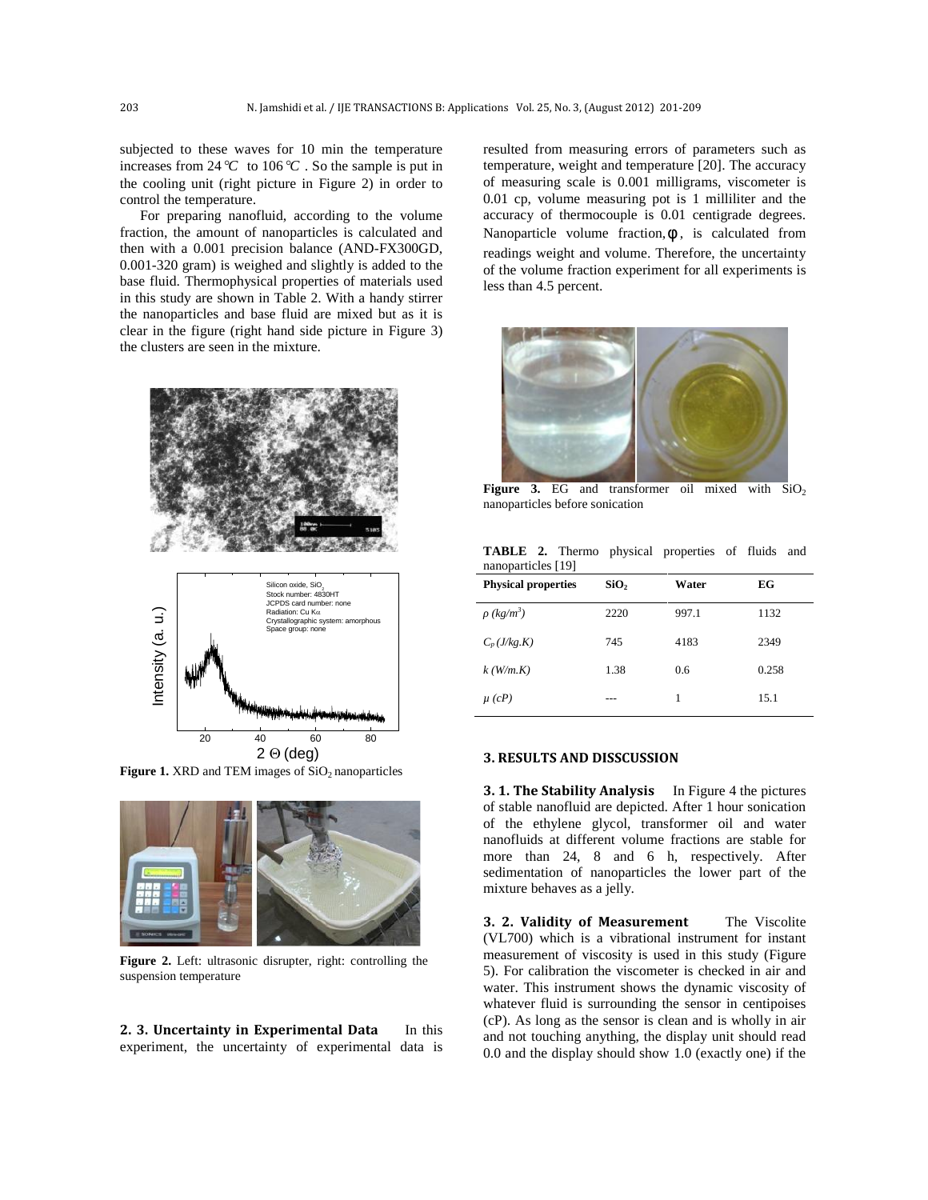subjected to these waves for 10 min the temperature increases from 24 °C to 106 °C . So the sample is put in the cooling unit (right picture in Figure 2) in order to control the temperature.

For preparing nanofluid, according to the volume fraction, the amount of nanoparticles is calculated and then with a 0.001 precision balance (AND-FX300GD, 0.001-320 gram) is weighed and slightly is added to the base fluid. Thermophysical properties of materials used in this study are shown in Table 2. With a handy stirrer the nanoparticles and base fluid are mixed but as it is clear in the figure (right hand side picture in Figure 3) the clusters are seen in the mixture.

**Figure 1.** XRD and TEM images of $SiO_2$ nanoparticles

**Figure 2.** Left: ultrasonic disrupter, right: controlling the suspension temperature

### 2. 3. Uncertainty in Experimental Data

In this experiment, the uncertainty of experimental data is resulted from measuring errors of parameters such as temperature, weight and temperature [20]. The accuracy of measuring scale is 0.001 milligrams, viscometer is 0.01 cp, volume measuring pot is 1 milliliter and the accuracy of thermocouple is 0.01 centigrade degrees. Nanoparticle volume fraction, $\phi$ , is calculated from readings weight and volume. Therefore, the uncertainty of the volume fraction experiment for all experiments is less than 4.5 percent.

**Figure 3.** EG and transformer oil mixed with $SiO_2$ nanoparticles before sonication

**TABLE 2.** Thermo physical properties of fluids and nanoparticles [19]

| Physical properties | $SiO_2$ | Water | EG |
|---|---|---|---|
| $\rho$ $(kg/m^3)$ | 2220 | 997.1 | 1132 |
| $C_p$ $(J/kg.K)$ | 745 | 4183 | 2349 |
| $k$ $(W/m.K)$ | 1.38 | 0.6 | 0.258 |
| $\mu$ $(cP)$ | --- | 1 | 15.1 |

## 3. RESULTS AND DISSCUSSION

### 3. 1. The Stability Analysis

In Figure 4 the pictures of stable nanofluid are depicted. After 1 hour sonication of the ethylene glycol, transformer oil and water nanofluids at different volume fractions are stable for more than 24, 8 and 6 h, respectively. After sedimentation of nanoparticles the lower part of the mixture behaves as a jelly.

### 3. 2. Validity of Measurement

The Viscolite (VL700) which is a vibrational instrument for instant measurement of viscosity is used in this study (Figure 5). For calibration the viscometer is checked in air and water. This instrument shows the dynamic viscosity of whatever fluid is surrounding the sensor in centipoises (cP). As long as the sensor is clean and is wholly in air and not touching anything, the display unit should read 0.0 and the display should show 1.0 (exactly one) if the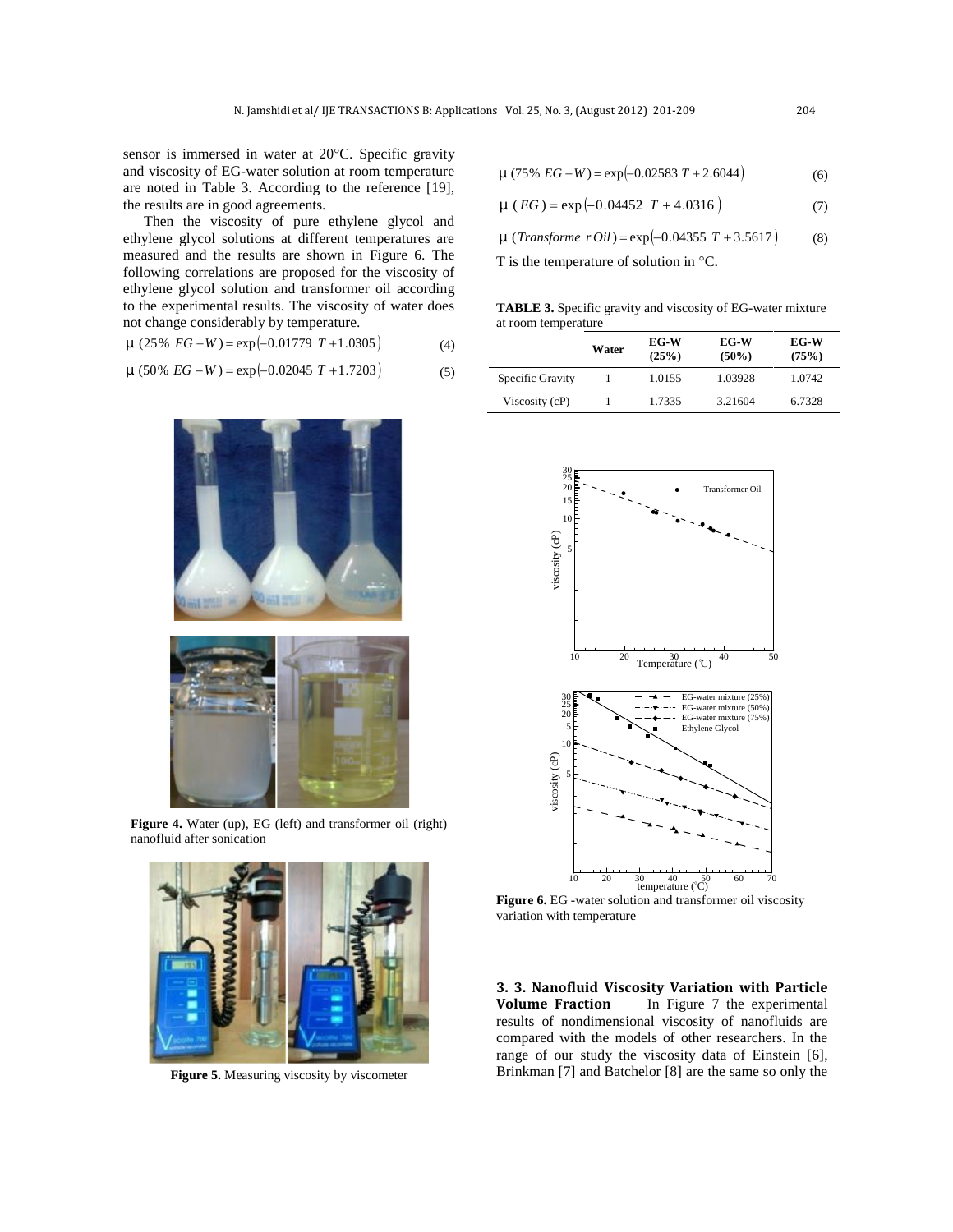sensor is immersed in water at 20°C. Specific gravity and viscosity of EG-water solution at room temperature are noted in Table 3. According to the reference [19], the results are in good agreements.

Then the viscosity of pure ethylene glycol and ethylene glycol solutions at different temperatures are measured and the results are shown in Figure 6. The following correlations are proposed for the viscosity of ethylene glycol solution and transformer oil according to the experimental results. The viscosity of water does not change considerably by temperature.

$$\mu\,(25\%\ EG-W)=\exp\left(-0.01779\ T+1.0305\right) \tag{4}$$

$$\mu\,(50\%\ EG-W)=\exp\left(-0.02045\ T+1.7203\right) \tag{5}$$

$$\mu\,(75\%\ EG-W)=\exp\left(-0.02583\ T+2.6044\right) \tag{6}$$

$$\mu\,(EG)=\exp\left(-0.04452\ T+4.0316\right) \tag{7}$$

$$\mu\,(Transforme\ r\,Oil)=\exp\left(-0.04355\ T+3.5617\right) \tag{8}$$

T is the temperature of solution in °C.

**TABLE 3.** Specific gravity and viscosity of EG-water mixture at room temperature

| | Water | EG-W (25%) | EG-W (50%) | EG-W (75%) |
|---|---|---|---|---|
| Specific Gravity | 1 | 1.0155 | 1.03928 | 1.0742 |
| Viscosity (cP) | 1 | 1.7335 | 3.21604 | 6.7328 |

**Figure 4.** Water (up), EG (left) and transformer oil (right) nanofluid after sonication

**Figure 5.** Measuring viscosity by viscometer

**Figure 6.** EG -water solution and transformer oil viscosity variation with temperature

### 3. 3. Nanofluid Viscosity Variation with Particle Volume Fraction

In Figure 7 the experimental results of nondimensional viscosity of nanofluids are compared with the models of other researchers. In the range of our study the viscosity data of Einstein [6], Brinkman [7] and Batchelor [8] are the same so only the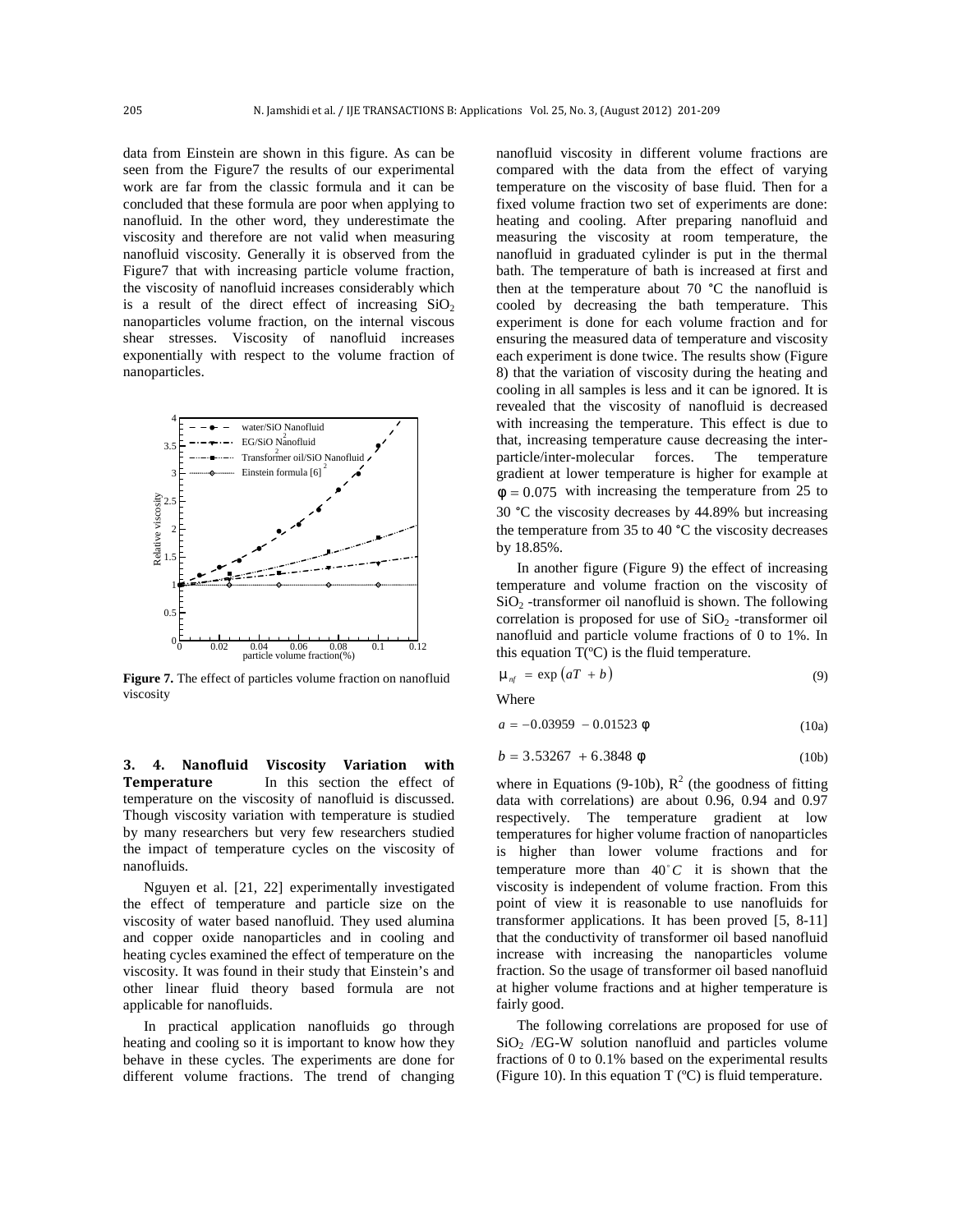data from Einstein are shown in this figure. As can be seen from the Figure7 the results of our experimental work are far from the classic formula and it can be concluded that these formula are poor when applying to nanofluid. In the other word, they underestimate the viscosity and therefore are not valid when measuring nanofluid viscosity. Generally it is observed from the Figure7 that with increasing particle volume fraction, the viscosity of nanofluid increases considerably which is a result of the direct effect of increasing $SiO_2$ nanoparticles volume fraction, on the internal viscous shear stresses. Viscosity of nanofluid increases exponentially with respect to the volume of fraction of nanoparticles.

**Figure 7.** The effect of particles volume fraction on nanofluid viscosity

### 3. 4. Nanofluid Viscosity Variation with Temperature

In this section the effect of temperature on the viscosity of nanofluid is discussed. Though viscosity variation with temperature is studied by many researchers but very few researchers studied the impact of temperature cycles on the viscosity of nanofluids.

Nguyen et al. [21, 22] experimentally investigated the effect of temperature and particle size on the viscosity of water based nanofluid. They used alumina and copper oxide nanoparticles and in cooling and heating cycles examined the effect of temperature on the viscosity. It was found in their study that Einstein's and other linear fluid theory based formula are not applicable for nanofluids.

In practical application nanofluids go through heating and cooling so it is important to know how they behave in these cycles. The experiments are done for different volume fractions. The trend of changing nanofluid viscosity in different volume fractions are compared with the data from the effect of varying temperature on the viscosity of base fluid. Then for a fixed volume fraction two set of experiments are done: heating and cooling. After preparing nanofluid and measuring the viscosity at room temperature, the nanofluid in graduated cylinder is put in the thermal bath. The temperature of bath is increased at first and then at the temperature about 70 °C the nanofluid is cooled by decreasing the bath temperature. This experiment is done for each volume fraction and for ensuring the measured data of temperature and viscosity each experiment is done twice. The results show (Figure 8) that the variation of viscosity during the heating and cooling in all samples is less and it can be ignored. It is revealed that the viscosity of nanofluid is decreased with increasing the temperature. This effect is due to that, increasing temperature cause decreasing the inter-particle/inter-molecular forces. The temperature gradient at lower temperature is higher for example at $\phi = 0.075$ with increasing the temperature from 25 to 30 °C the viscosity decreases by 44.89% but increasing the temperature from 35 to 40 °C the viscosity decreases by 18.85%.

In another figure (Figure 9) the effect of increasing temperature and volume fraction on the viscosity of $SiO_2$ -transformer oil nanofluid is shown. The following correlation is proposed for use of $SiO_2$ -transformer oil nanofluid and particle volume fractions of 0 to 1%. In this equation T(ºC) is the fluid temperature.

$$\mu_{nf} = \exp\left(aT + b\right) \tag{9}$$

Where

$$a = -0.03959 - 0.01523\,\phi \tag{10a}$$

$$b = 3.53267 + 6.3848\,\phi \tag{10b}$$

where in Equations (9-10b), $R^2$ (the goodness of fitting data with correlations) are about 0.96, 0.94 and 0.97 respectively. The temperature gradient at low temperatures for higher volume fraction of nanoparticles is higher than lower volume fractions and for temperature more than $40^{\circ}C$ it is shown that the viscosity is independent of volume fraction. From this point of view it is reasonable to use nanofluids for transformer applications. It has been proved [5, 8-11] that the conductivity of transformer oil based nanofluid increase with increasing the nanoparticles volume fraction. So the usage of transformer oil based nanofluid at higher volume fractions and at higher temperature is fairly good.

The following correlations are proposed for use of $SiO_2$ /EG-W solution nanofluid and particles volume fractions of 0 to 0.1% based on the experimental results (Figure 10). In this equation T (ºC) is fluid temperature.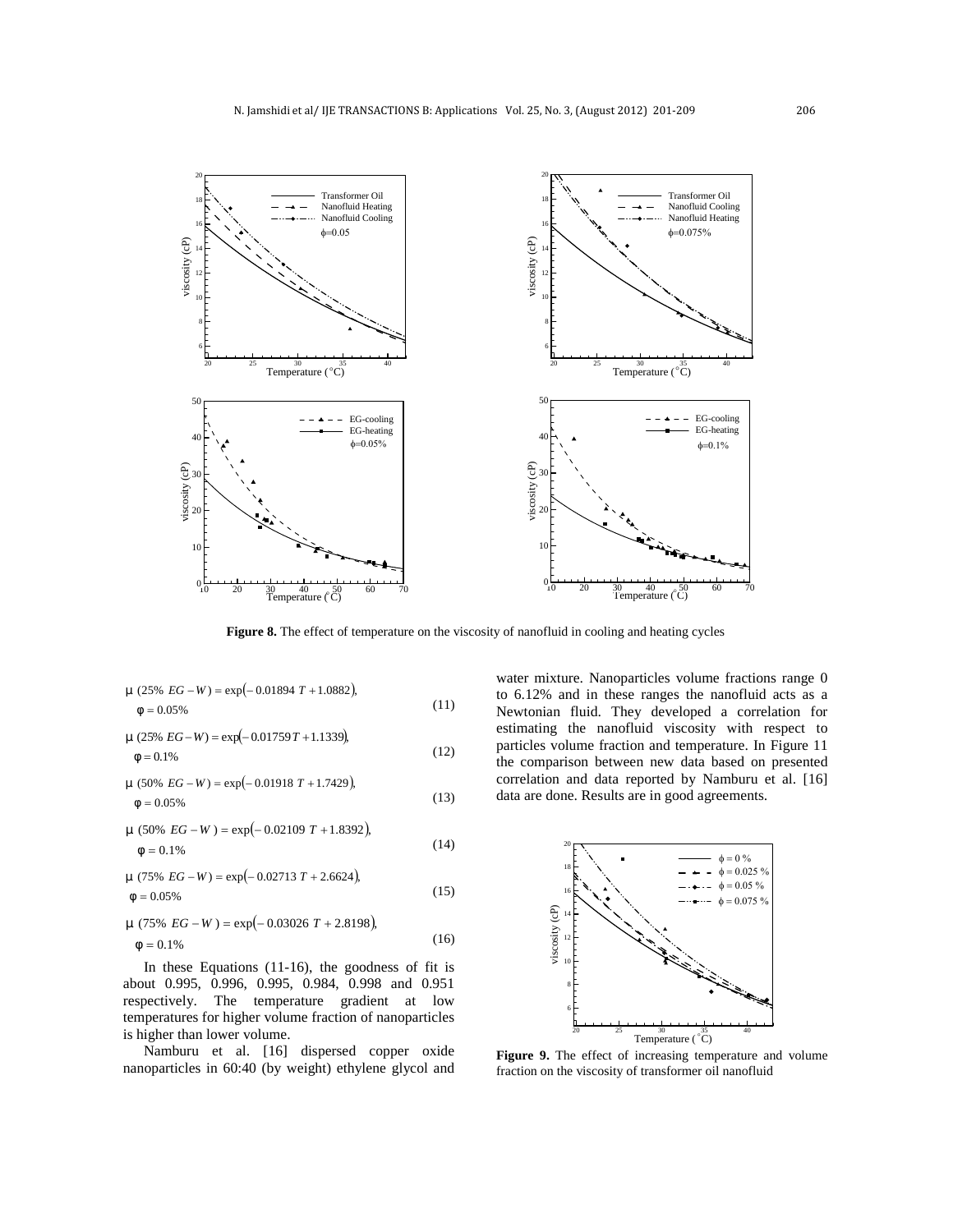**Figure 8.** The effect of temperature on the viscosity of nanofluid in cooling and heating cycles

$$\mu \ (25\% \ EG-W) = \exp(-0.01894 \ T + 1.0882), \quad \phi = 0.05\% \tag{11}$$

$$\mu \ (25\% \ EG-W) = \exp(-0.01759 \, T + 1.1339), \quad \phi = 0.1\% \tag{12}$$

$$\mu \ (50\% \ EG-W) = \exp(-0.01918 \ T + 1.7429), \quad \phi = 0.05\% \tag{13}$$

$$\mu \ (50\% \ EG-W) = \exp(-0.02109 \ T + 1.8392), \quad \phi = 0.1\% \tag{14}$$

$$\mu \ (75\% \ EG-W) = \exp(-0.02713 \ T + 2.6624), \quad \phi = 0.05\% \tag{15}$$

$$\mu \ (75\% \ EG-W) = \exp(-0.03026 \ T + 2.8198), \quad \phi = 0.1\% \tag{16}$$

In these Equations (11-16), the goodness of fit is about 0.995, 0.996, 0.995, 0.984, 0.998 and 0.951 respectively. The temperature gradient at low temperatures for higher volume fraction of nanoparticles is higher than lower volume.

Namburu et al. [16] dispersed copper oxide nanoparticles in 60:40 (by weight) ethylene glycol and water mixture. Nanoparticles volume fractions range 0 to 6.12% and in these ranges the nanofluid acts as a Newtonian fluid. They developed a correlation for estimating the nanofluid viscosity with respect to particles volume fraction and temperature. In Figure 11 the comparison between new data based on presented correlation and data reported by Namburu et al. [16] data are done. Results are in good agreements.

**Figure 9.** The effect of increasing temperature and volume fraction on the viscosity of transformer oil nanofluid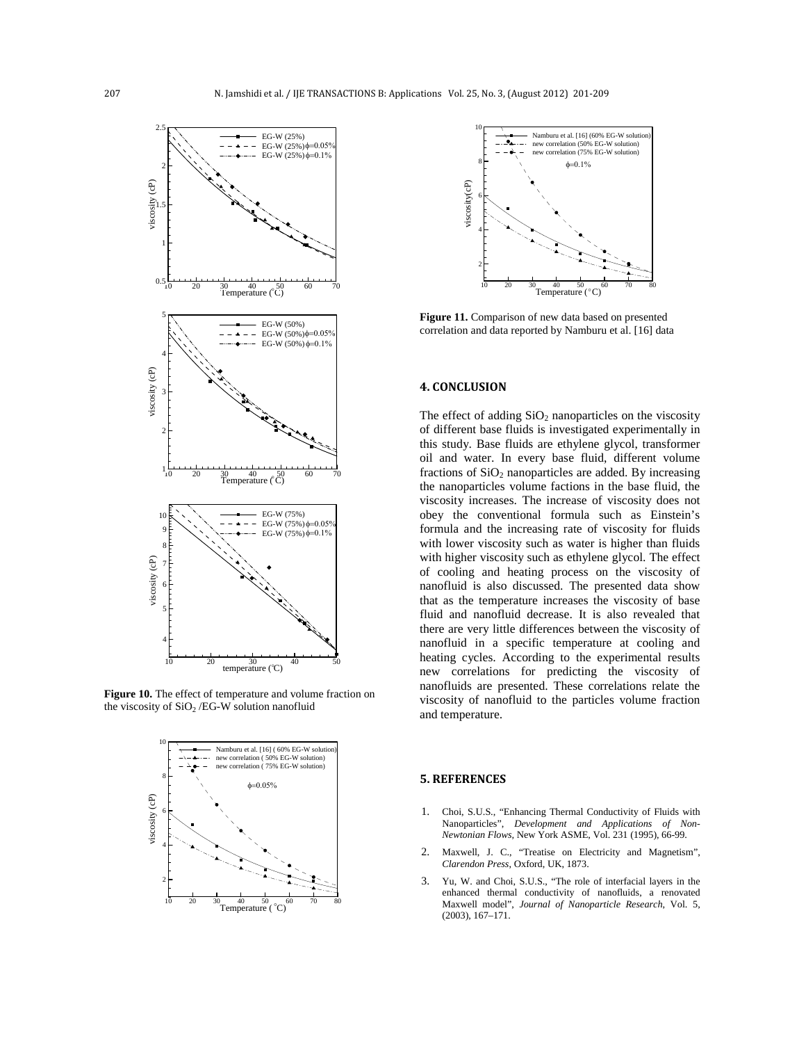Figure 10. The effect of temperature and volume fraction on the viscosity of $SiO_2$ /EG-W solution nanofluid

Figure 11. Comparison of new data based on presented correlation and data reported by Namburu et al. [16] data

## 4. CONCLUSION

The effect of adding $SiO_2$ nanoparticles on the viscosity of different base fluids is investigated experimentally in this study. Base fluids are ethylene glycol, transformer oil and water. In every base fluid, different volume fractions of $SiO_2$ nanoparticles are added. By increasing the nanoparticles volume factions in the base fluid, the viscosity increases. The increase of viscosity does not obey the conventional formula such as Einstein's formula and the increasing rate of viscosity for fluids with lower viscosity such as water is higher than fluids with higher viscosity such as ethylene glycol. The effect of cooling and heating process on the viscosity of nanofluid is also discussed. The presented data show that as the temperature increases the viscosity of base fluid and nanofluid decrease. It is also revealed that there are very little differences between the viscosity of nanofluid in a specific temperature at cooling and heating cycles. According to the experimental results new correlations for predicting the viscosity of nanofluids are presented. These correlations relate the viscosity of nanofluid to the particles volume fraction and temperature.

## 5. REFERENCES

1. Choi, S.U.S., "Enhancing Thermal Conductivity of Fluids with Nanoparticles", *Development and Applications of Non-Newtonian Flows*, New York ASME, Vol. 231 (1995), 66-99.
2. Maxwell, J. C., "Treatise on Electricity and Magnetism", *Clarendon Press*, Oxford, UK, 1873.
3. Yu, W. and Choi, S.U.S., "The role of interfacial layers in the enhanced thermal conductivity of nanofluids, a renovated Maxwell model", *Journal of Nanoparticle Research*, Vol. 5, (2003), 167–171.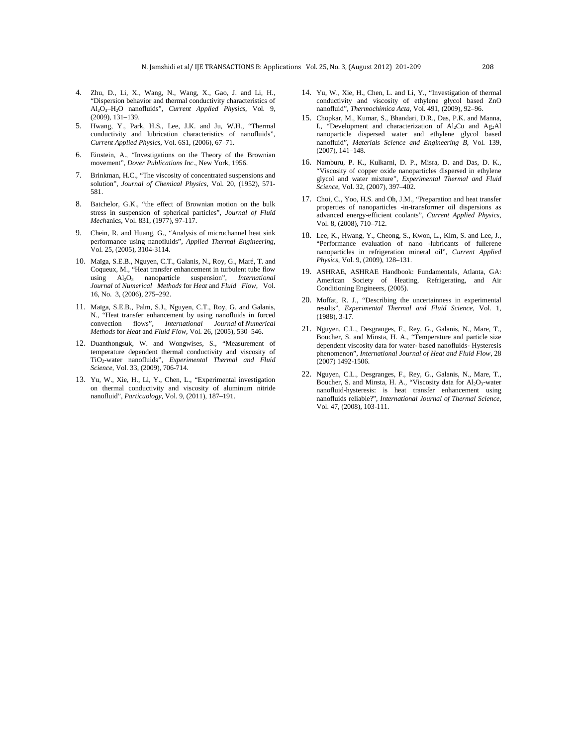4. Zhu, D., Li, X., Wang, N., Wang, X., Gao, J. and Li, H., "Dispersion behavior and thermal conductivity characteristics of $Al_2O_3$–$H_2O$ nanofluids", *Current Applied Physics*, Vol. 9, (2009), 131–139.
5. Hwang, Y., Park, H.S., Lee, J.K. and Ju, W.H., "Thermal conductivity and lubrication characteristics of nanofluids", *Current Applied Physics*, Vol. 6S1, (2006), 67–71.
6. Einstein, A., "Investigations on the Theory of the Brownian movement", *Dover Publications Inc*., New York, 1956.
7. Brinkman, H.C., "The viscosity of concentrated suspensions and solution", *Journal of Chemical Physics*, Vol. 20, (1952), 571-581.
8. Batchelor, G.K., "the effect of Brownian motion on the bulk stress in suspension of spherical particles", *Journal of Fluid Mech*anics, Vol. 831, (1977), 97-117.
9. Chein, R. and Huang, G., "Analysis of microchannel heat sink performance using nanofluids", *Applied Thermal Engineering*, Vol. 25, (2005), 3104-3114.
10. Maïga, S.E.B., Nguyen, C.T., Galanis, N., Roy, G., Maré, T. and Coqueux, M., "Heat transfer enhancement in turbulent tube flow using $Al_2O_3$ nanoparticle suspension", *International Journal* of *Numerical Methods* for *Heat* and *Fluid Flow*, Vol. 16, No. 3, (2006), 275–292.
11. Maïga, S.E.B., Palm, S.J., Nguyen, C.T., Roy, G. and Galanis, N., "Heat transfer enhancement by using nanofluids in forced convection flows", *International Journal* of *Numerical Methods* for *Heat* and *Fluid Flow*, Vol. 26, (2005), 530–546.
12. Duanthongsuk, W. and Wongwises, S., "Measurement of temperature dependent thermal conductivity and viscosity of $TiO_2$-water nanofluids", *Experimental Thermal and Fluid Science*, Vol. 33, (2009), 706-714.
13. Yu, W., Xie, H., Li, Y., Chen, L., "Experimental investigation on thermal conductivity and viscosity of aluminum nitride nanofluid", *Particuology*, Vol. 9, (2011), 187–191.
14. Yu, W., Xie, H., Chen, L. and Li, Y., "Investigation of thermal conductivity and viscosity of ethylene glycol based ZnO nanofluid", *Thermochimica Acta*, Vol. 491, (2009), 92–96.
15. Chopkar, M., Kumar, S., Bhandari, D.R., Das, P.K. and Manna, I., "Development and characterization of $Al_2Cu$ and $Ag_2Al$ nanoparticle dispersed water and ethylene glycol based nanofluid", *Materials Science and Engineering B*, Vol. 139, (2007), 141–148.
16. Namburu, P. K., Kulkarni, D. P., Misra, D. and Das, D. K., "Viscosity of copper oxide nanoparticles dispersed in ethylene glycol and water mixture", *Experimental Thermal and Fluid Science*, Vol. 32, (2007), 397–402.
17. Choi, C., Yoo, H.S. and Oh, J.M., "Preparation and heat transfer properties of nanoparticles -in-transformer oil dispersions as advanced energy-efficient coolants", *Current Applied Physics*, Vol. 8, (2008), 710–712.
18. Lee, K., Hwang, Y., Cheong, S., Kwon, L., Kim, S. and Lee, J., "Performance evaluation of nano -lubricants of fullerene nanoparticles in refrigeration mineral oil", *Current Applied Physics*, Vol. 9, (2009), 128–131.
19. ASHRAE, ASHRAE Handbook: Fundamentals, Atlanta, GA: American Society of Heating, Refrigerating, and Air Conditioning Engineers, (2005).
20. Moffat, R. J., "Describing the uncertainness in experimental results", *Experimental Thermal and Fluid Science*, Vol. 1, (1988), 3-17.
21. Nguyen, C.L., Desgranges, F., Rey, G., Galanis, N., Mare, T., Boucher, S. and Minsta, H. A., "Temperature and particle size dependent viscosity data for water- based nanofluids- Hysteresis phenomenon", *International Journal of Heat and Fluid Flow*, 28 (2007) 1492-1506.
22. Nguyen, C.L., Desgranges, F., Rey, G., Galanis, N., Mare, T., Boucher, S. and Minsta, H. A., "Viscosity data for $Al_2O_3$-water nanofluid-hysteresis: is heat transfer enhancement using nanofluids reliable?", *International Journal of Thermal Science*, Vol. 47, (2008), 103-111.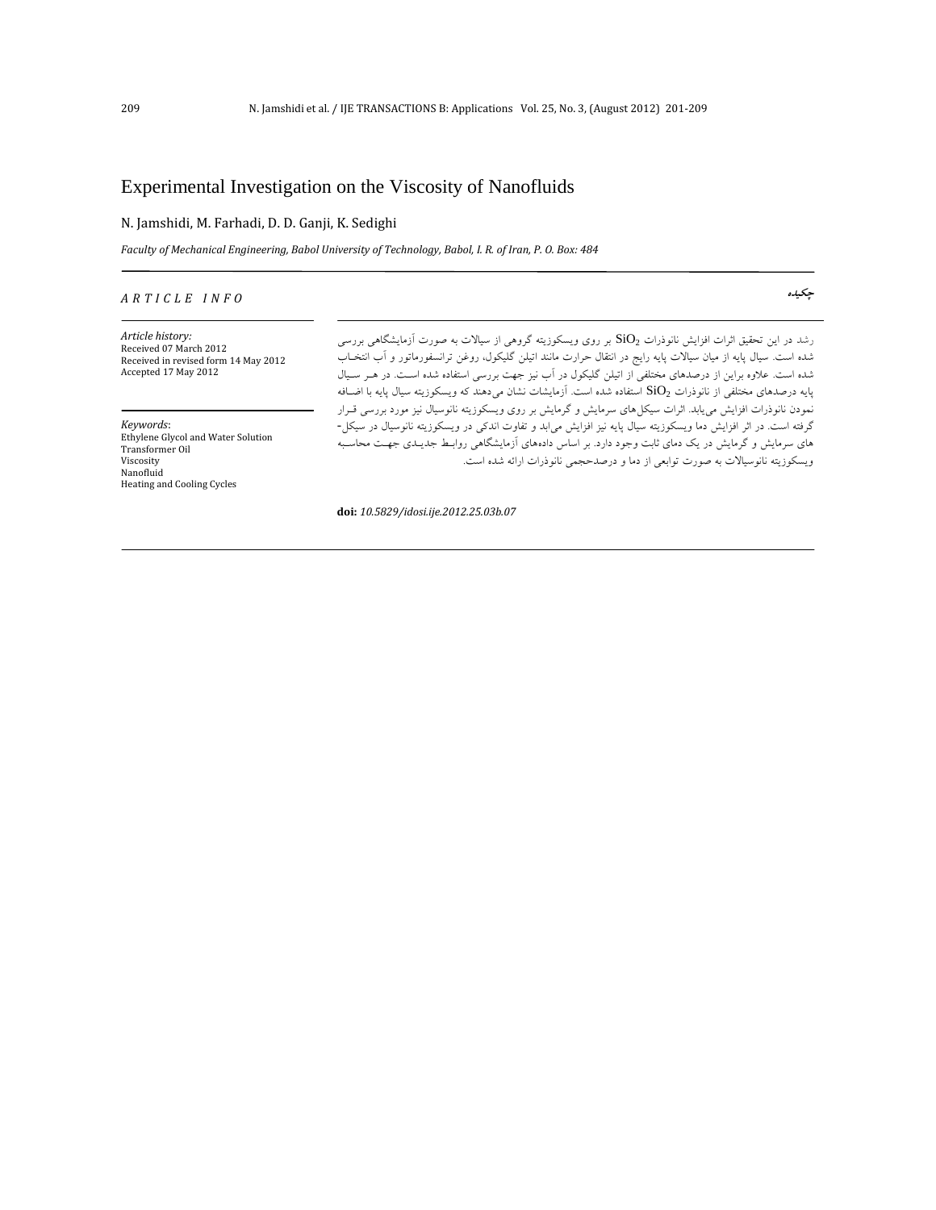# Experimental Investigation on the Viscosity of Nanofluids

N. Jamshidi, M. Farhadi, D. D. Ganji, K. Sedighi

*Faculty of Mechanical Engineering, Babol University of Technology, Babol, I. R. of Iran, P. O. Box: 484*

---

*ARTICLE INFO*

*Article history:*
Received 07 March 2012
Received in revised form 14 May 2012
Accepted 17 May 2012

*Keywords*:
Ethylene Glycol and Water Solution
Transformer Oil
Viscosity
Nanofluid
Heating and Cooling Cycles

**چکیده**

رشد در این تحقیق اثرات افزایش نانوذرات $SiO_2$ بر روی ویسکوزیته گروهی از سیالات به صورت آزمایشگاهی بررسی شده است. سیال پایه از میان سیالات پایه رایج در انتقال حرارت مانند اتیلن گلیکول، روغن ترانسفورماتور و آب انتخاب شده است. علاوه براین از درصدهای مختلفی از اتیلن گلیکول در آب نیز جهت بررسی استفاده شده است. در هر سیال پایه درصدهای مختلفی از نانوذرات $SiO_2$ استفاده شده است. آزمایشات نشان می‌دهند که ویسکوزیته سیال پایه با اضافه نمودن نانوذرات افزایش می‌یابد. اثرات سیکل‌های سرمایش و گرمایش بر روی ویسکوزیته نانوسیال نیز مورد بررسی قرار گرفته است. در اثر افزایش دما ویسکوزیته سیال پایه نیز افزایش می‌ابد و تفاوت اندکی در ویسکوزیته نانوسیال در سیکل-های سرمایش و گرمایش در یک دمای ثابت وجود دارد. بر اساس داده‌های آزمایشگاهی روابط جدیدی جهت محاسبه ویسکوزیته نانوسیالات به صورت توابعی از دما و درصدحجمی نانوذرات ارائه شده است.

**doi:** *10.5829/idosi.ije.2012.25.03b.07*